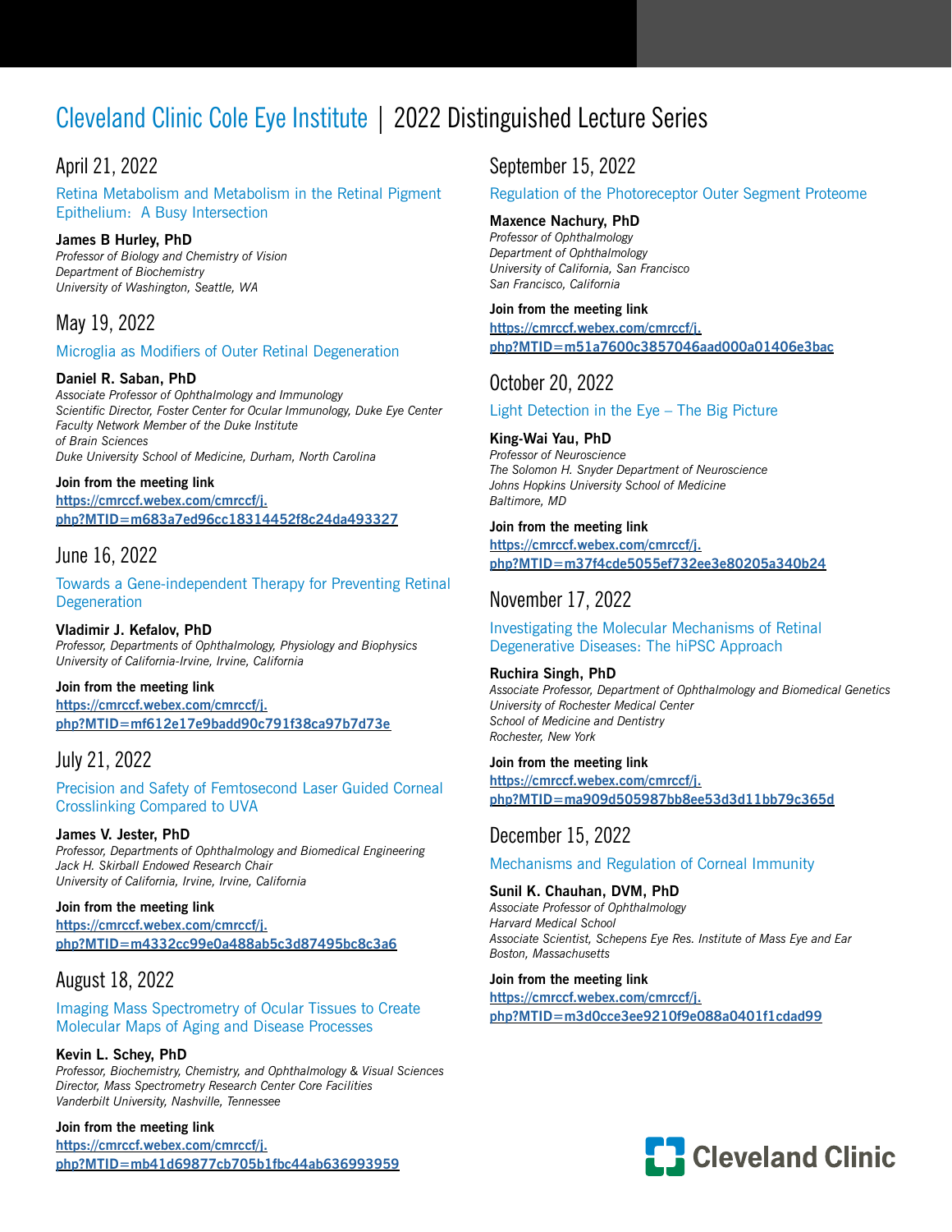# Cleveland Clinic Cole Eye Institute | 2022 Distinguished Lecture Series

## April 21, 2022

Retina Metabolism and Metabolism in the Retinal Pigment Epithelium: A Busy Intersection

**James B Hurley, PhD**
*Professor of Biology and Chemistry of Vision*
*Department of Biochemistry*
*University of Washington, Seattle, WA*

## May 19, 2022

Microglia as Modifiers of Outer Retinal Degeneration

**Daniel R. Saban, PhD**
*Associate Professor of Ophthalmology and Immunology*
*Scientific Director, Foster Center for Ocular Immunology, Duke Eye Center*
*Faculty Network Member of the Duke Institute of Brain Sciences*
*Duke University School of Medicine, Durham, North Carolina*

**Join from the meeting link**
https://cmrccf.webex.com/cmrccf/j.php?MTID=m683a7ed96cc18314452f8c24da493327

## June 16, 2022

Towards a Gene-independent Therapy for Preventing Retinal Degeneration

**Vladimir J. Kefalov, PhD**
*Professor, Departments of Ophthalmology, Physiology and Biophysics*
*University of California-Irvine, Irvine, California*

**Join from the meeting link**
https://cmrccf.webex.com/cmrccf/j.php?MTID=mf612e17e9badd90c791f38ca97b7d73e

## July 21, 2022

Precision and Safety of Femtosecond Laser Guided Corneal Crosslinking Compared to UVA

**James V. Jester, PhD**
*Professor, Departments of Ophthalmology and Biomedical Engineering*
*Jack H. Skirball Endowed Research Chair*
*University of California, Irvine, Irvine, California*

**Join from the meeting link**
https://cmrccf.webex.com/cmrccf/j.php?MTID=m4332cc99e0a488ab5c3d87495bc8c3a6

## August 18, 2022

Imaging Mass Spectrometry of Ocular Tissues to Create Molecular Maps of Aging and Disease Processes

**Kevin L. Schey, PhD**
*Professor, Biochemistry, Chemistry, and Ophthalmology & Visual Sciences*
*Director, Mass Spectrometry Research Center Core Facilities*
*Vanderbilt University, Nashville, Tennessee*

**Join from the meeting link**
https://cmrccf.webex.com/cmrccf/j.php?MTID=mb41d69877cb705b1fbc44ab636993959

## September 15, 2022

Regulation of the Photoreceptor Outer Segment Proteome

**Maxence Nachury, PhD**
*Professor of Ophthalmology*
*Department of Ophthalmology*
*University of California, San Francisco*
*San Francisco, California*

**Join from the meeting link**
https://cmrccf.webex.com/cmrccf/j.php?MTID=m51a7600c3857046aad000a01406e3bac

## October 20, 2022

Light Detection in the Eye – The Big Picture

**King-Wai Yau, PhD**
*Professor of Neuroscience*
*The Solomon H. Snyder Department of Neuroscience*
*Johns Hopkins University School of Medicine*
*Baltimore, MD*

**Join from the meeting link**
https://cmrccf.webex.com/cmrccf/j.php?MTID=m37f4cde5055ef732ee3e80205a340b24

## November 17, 2022

Investigating the Molecular Mechanisms of Retinal Degenerative Diseases: The hiPSC Approach

**Ruchira Singh, PhD**
*Associate Professor, Department of Ophthalmology and Biomedical Genetics*
*University of Rochester Medical Center*
*School of Medicine and Dentistry*
*Rochester, New York*

**Join from the meeting link**
https://cmrccf.webex.com/cmrccf/j.php?MTID=ma909d505987bb8ee53d3d11bb79c365d

## December 15, 2022

Mechanisms and Regulation of Corneal Immunity

**Sunil K. Chauhan, DVM, PhD**
*Associate Professor of Ophthalmology*
*Harvard Medical School*
*Associate Scientist, Schepens Eye Res. Institute of Mass Eye and Ear*
*Boston, Massachusetts*

**Join from the meeting link**
https://cmrccf.webex.com/cmrccf/j.php?MTID=m3d0cce3ee9210f9e088a0401f1cdad99

Cleveland Clinic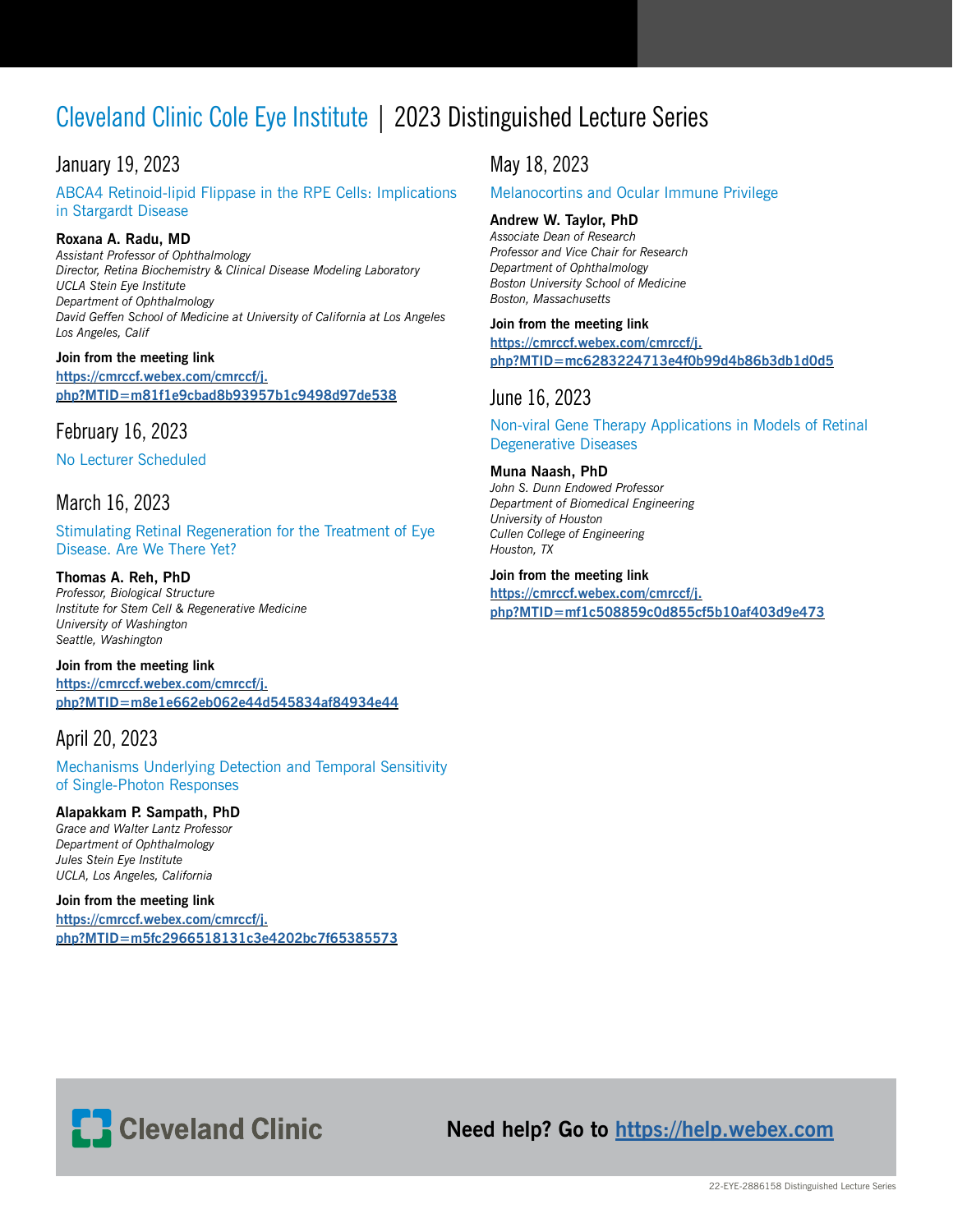# Cleveland Clinic Cole Eye Institute | 2023 Distinguished Lecture Series

## January 19, 2023

### ABCA4 Retinoid-lipid Flippase in the RPE Cells: Implications in Stargardt Disease

**Roxana A. Radu, MD**
*Assistant Professor of Ophthalmology*
*Director, Retina Biochemistry & Clinical Disease Modeling Laboratory*
*UCLA Stein Eye Institute*
*Department of Ophthalmology*
*David Geffen School of Medicine at University of California at Los Angeles*
*Los Angeles, Calif*

**Join from the meeting link**
https://cmrccf.webex.com/cmrccf/j.php?MTID=m81f1e9cbad8b93957b1c9498d97de538

## February 16, 2023

### No Lecturer Scheduled

## March 16, 2023

### Stimulating Retinal Regeneration for the Treatment of Eye Disease. Are We There Yet?

**Thomas A. Reh, PhD**
*Professor, Biological Structure*
*Institute for Stem Cell & Regenerative Medicine*
*University of Washington*
*Seattle, Washington*

**Join from the meeting link**
https://cmrccf.webex.com/cmrccf/j.php?MTID=m8e1e662eb062e44d545834af84934e44

## April 20, 2023

### Mechanisms Underlying Detection and Temporal Sensitivity of Single-Photon Responses

**Alapakkam P. Sampath, PhD**
*Grace and Walter Lantz Professor*
*Department of Ophthalmology*
*Jules Stein Eye Institute*
*UCLA, Los Angeles, California*

**Join from the meeting link**
https://cmrccf.webex.com/cmrccf/j.php?MTID=m5fc2966518131c3e4202bc7f65385573

## May 18, 2023

### Melanocortins and Ocular Immune Privilege

**Andrew W. Taylor, PhD**
*Associate Dean of Research*
*Professor and Vice Chair for Research*
*Department of Ophthalmology*
*Boston University School of Medicine*
*Boston, Massachusetts*

**Join from the meeting link**
https://cmrccf.webex.com/cmrccf/j.php?MTID=mc6283224713e4f0b99d4b86b3db1d0d5

## June 16, 2023

### Non-viral Gene Therapy Applications in Models of Retinal Degenerative Diseases

**Muna Naash, PhD**
*John S. Dunn Endowed Professor*
*Department of Biomedical Engineering*
*University of Houston*
*Cullen College of Engineering*
*Houston, TX*

**Join from the meeting link**
https://cmrccf.webex.com/cmrccf/j.php?MTID=mf1c508859c0d855cf5b10af403d9e473

Cleveland Clinic

**Need help? Go to https://help.webex.com**

22-EYE-2886158 Distinguished Lecture Series